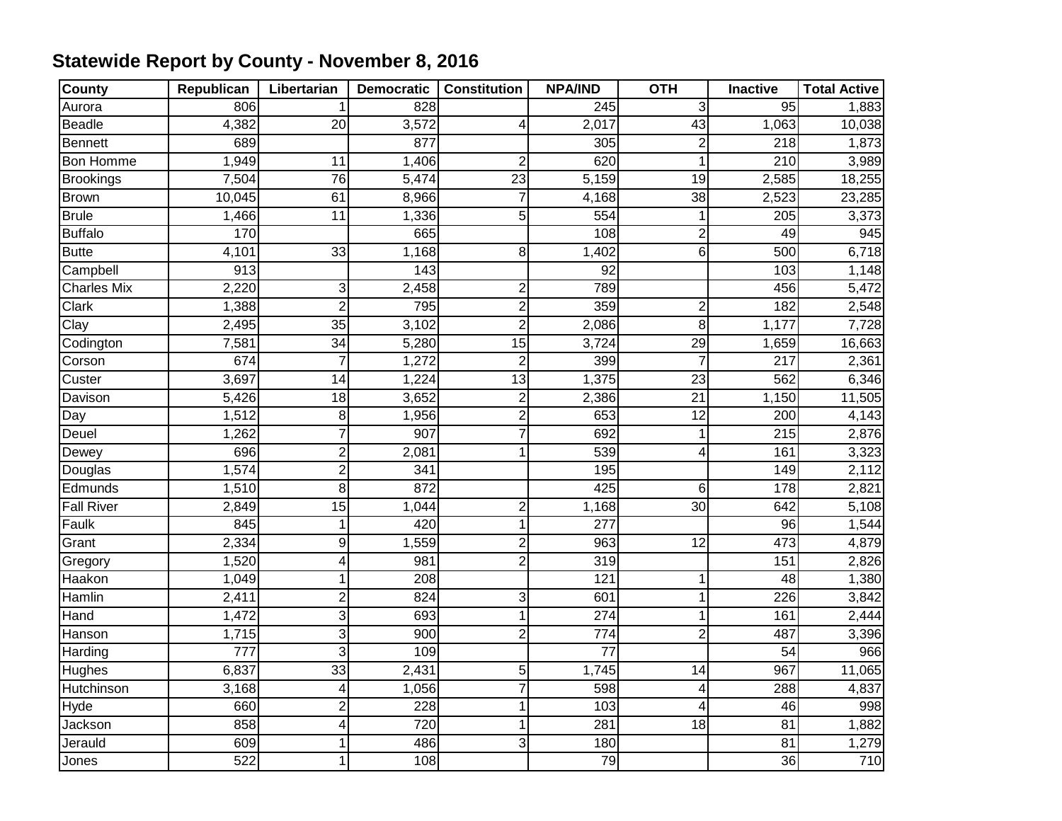## Statewide Report by County - November 8, 2016

| County | Republican | Libertarian | Democratic | Constitution | NPA/IND | OTH | Inactive | Total Active |
|---|---|---|---|---|---|---|---|---|
| Aurora | 806 | 1 | 828 | | 245 | 3 | 95 | 1,883 |
| Beadle | 4,382 | 20 | 3,572 | 4 | 2,017 | 43 | 1,063 | 10,038 |
| Bennett | 689 | | 877 | | 305 | 2 | 218 | 1,873 |
| Bon Homme | 1,949 | 11 | 1,406 | 2 | 620 | 1 | 210 | 3,989 |
| Brookings | 7,504 | 76 | 5,474 | 23 | 5,159 | 19 | 2,585 | 18,255 |
| Brown | 10,045 | 61 | 8,966 | 7 | 4,168 | 38 | 2,523 | 23,285 |
| Brule | 1,466 | 11 | 1,336 | 5 | 554 | 1 | 205 | 3,373 |
| Buffalo | 170 | | 665 | | 108 | 2 | 49 | 945 |
| Butte | 4,101 | 33 | 1,168 | 8 | 1,402 | 6 | 500 | 6,718 |
| Campbell | 913 | | 143 | | 92 | | 103 | 1,148 |
| Charles Mix | 2,220 | 3 | 2,458 | 2 | 789 | | 456 | 5,472 |
| Clark | 1,388 | 2 | 795 | 2 | 359 | 2 | 182 | 2,548 |
| Clay | 2,495 | 35 | 3,102 | 2 | 2,086 | 8 | 1,177 | 7,728 |
| Codington | 7,581 | 34 | 5,280 | 15 | 3,724 | 29 | 1,659 | 16,663 |
| Corson | 674 | 7 | 1,272 | 2 | 399 | 7 | 217 | 2,361 |
| Custer | 3,697 | 14 | 1,224 | 13 | 1,375 | 23 | 562 | 6,346 |
| Davison | 5,426 | 18 | 3,652 | 2 | 2,386 | 21 | 1,150 | 11,505 |
| Day | 1,512 | 8 | 1,956 | 2 | 653 | 12 | 200 | 4,143 |
| Deuel | 1,262 | 7 | 907 | 7 | 692 | 1 | 215 | 2,876 |
| Dewey | 696 | 2 | 2,081 | 1 | 539 | 4 | 161 | 3,323 |
| Douglas | 1,574 | 2 | 341 | | 195 | | 149 | 2,112 |
| Edmunds | 1,510 | 8 | 872 | | 425 | 6 | 178 | 2,821 |
| Fall River | 2,849 | 15 | 1,044 | 2 | 1,168 | 30 | 642 | 5,108 |
| Faulk | 845 | 1 | 420 | 1 | 277 | | 96 | 1,544 |
| Grant | 2,334 | 9 | 1,559 | 2 | 963 | 12 | 473 | 4,879 |
| Gregory | 1,520 | 4 | 981 | 2 | 319 | | 151 | 2,826 |
| Haakon | 1,049 | 1 | 208 | | 121 | 1 | 48 | 1,380 |
| Hamlin | 2,411 | 2 | 824 | 3 | 601 | 1 | 226 | 3,842 |
| Hand | 1,472 | 3 | 693 | 1 | 274 | 1 | 161 | 2,444 |
| Hanson | 1,715 | 3 | 900 | 2 | 774 | 2 | 487 | 3,396 |
| Harding | 777 | 3 | 109 | | 77 | | 54 | 966 |
| Hughes | 6,837 | 33 | 2,431 | 5 | 1,745 | 14 | 967 | 11,065 |
| Hutchinson | 3,168 | 4 | 1,056 | 7 | 598 | 4 | 288 | 4,837 |
| Hyde | 660 | 2 | 228 | 1 | 103 | 4 | 46 | 998 |
| Jackson | 858 | 4 | 720 | 1 | 281 | 18 | 81 | 1,882 |
| Jerauld | 609 | 1 | 486 | 3 | 180 | | 81 | 1,279 |
| Jones | 522 | 1 | 108 | | 79 | | 36 | 710 |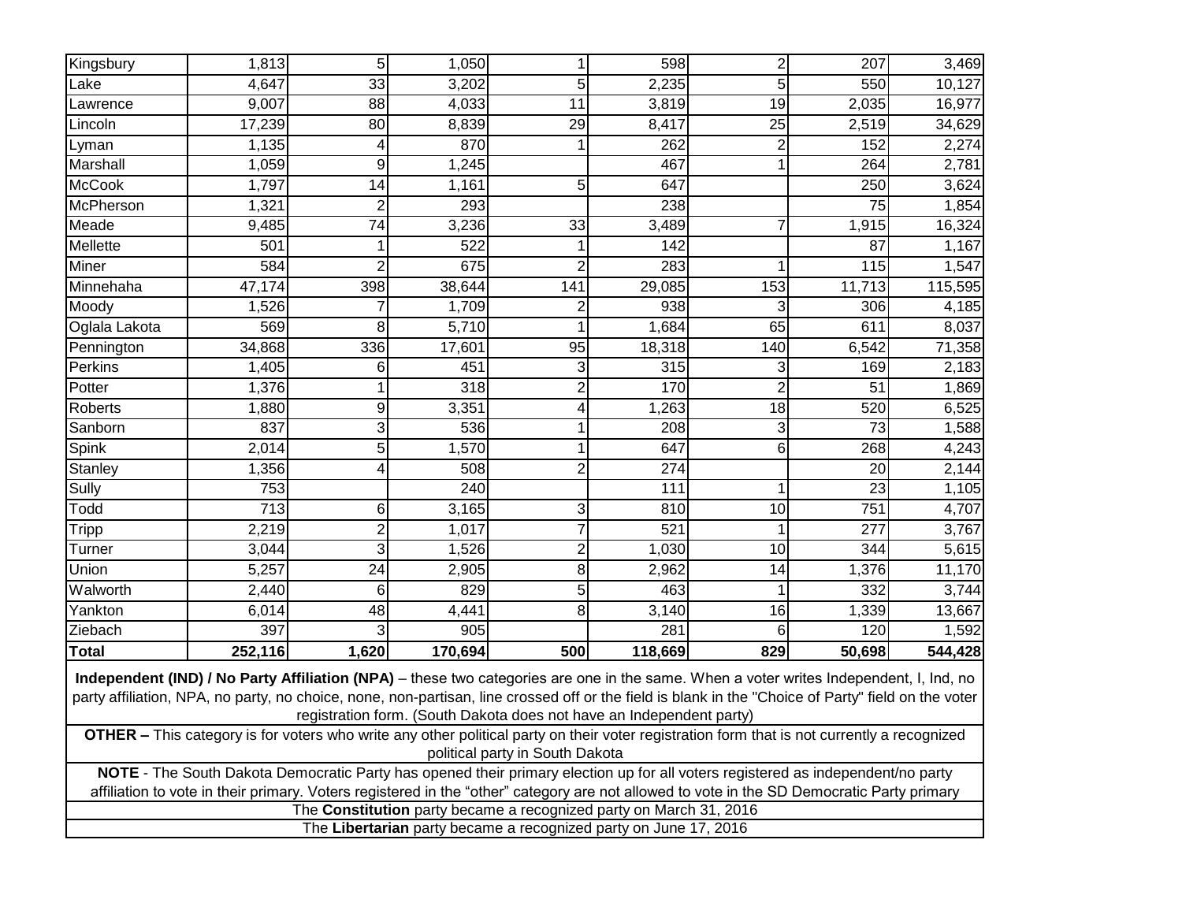| | | | | | | | | |
|---|---|---|---|---|---|---|---|---|
| Kingsbury | 1,813 | 5 | 1,050 | 1 | 598 | 2 | 207 | 3,469 |
| Lake | 4,647 | 33 | 3,202 | 5 | 2,235 | 5 | 550 | 10,127 |
| Lawrence | 9,007 | 88 | 4,033 | 11 | 3,819 | 19 | 2,035 | 16,977 |
| Lincoln | 17,239 | 80 | 8,839 | 29 | 8,417 | 25 | 2,519 | 34,629 |
| Lyman | 1,135 | 4 | 870 | 1 | 262 | 2 | 152 | 2,274 |
| Marshall | 1,059 | 9 | 1,245 | | 467 | 1 | 264 | 2,781 |
| McCook | 1,797 | 14 | 1,161 | 5 | 647 | | 250 | 3,624 |
| McPherson | 1,321 | 2 | 293 | | 238 | | 75 | 1,854 |
| Meade | 9,485 | 74 | 3,236 | 33 | 3,489 | 7 | 1,915 | 16,324 |
| Mellette | 501 | 1 | 522 | 1 | 142 | | 87 | 1,167 |
| Miner | 584 | 2 | 675 | 2 | 283 | 1 | 115 | 1,547 |
| Minnehaha | 47,174 | 398 | 38,644 | 141 | 29,085 | 153 | 11,713 | 115,595 |
| Moody | 1,526 | 7 | 1,709 | 2 | 938 | 3 | 306 | 4,185 |
| Oglala Lakota | 569 | 8 | 5,710 | 1 | 1,684 | 65 | 611 | 8,037 |
| Pennington | 34,868 | 336 | 17,601 | 95 | 18,318 | 140 | 6,542 | 71,358 |
| Perkins | 1,405 | 6 | 451 | 3 | 315 | 3 | 169 | 2,183 |
| Potter | 1,376 | 1 | 318 | 2 | 170 | 2 | 51 | 1,869 |
| Roberts | 1,880 | 9 | 3,351 | 4 | 1,263 | 18 | 520 | 6,525 |
| Sanborn | 837 | 3 | 536 | 1 | 208 | 3 | 73 | 1,588 |
| Spink | 2,014 | 5 | 1,570 | 1 | 647 | 6 | 268 | 4,243 |
| Stanley | 1,356 | 4 | 508 | 2 | 274 | | 20 | 2,144 |
| Sully | 753 | | 240 | | 111 | 1 | 23 | 1,105 |
| Todd | 713 | 6 | 3,165 | 3 | 810 | 10 | 751 | 4,707 |
| Tripp | 2,219 | 2 | 1,017 | 7 | 521 | 1 | 277 | 3,767 |
| Turner | 3,044 | 3 | 1,526 | 2 | 1,030 | 10 | 344 | 5,615 |
| Union | 5,257 | 24 | 2,905 | 8 | 2,962 | 14 | 1,376 | 11,170 |
| Walworth | 2,440 | 6 | 829 | 5 | 463 | 1 | 332 | 3,744 |
| Yankton | 6,014 | 48 | 4,441 | 8 | 3,140 | 16 | 1,339 | 13,667 |
| Ziebach | 397 | 3 | 905 | | 281 | 6 | 120 | 1,592 |
| **Total** | **252,116** | **1,620** | **170,694** | **500** | **118,669** | **829** | **50,698** | **544,428** |

**Independent (IND) / No Party Affiliation (NPA)** – these two categories are one in the same. When a voter writes Independent, I, Ind, no party affiliation, NPA, no party, no choice, none, non-partisan, line crossed off or the field is blank in the "Choice of Party" field on the voter registration form. (South Dakota does not have an Independent party)

**OTHER –** This category is for voters who write any other political party on their voter registration form that is not currently a recognized political party in South Dakota

**NOTE** - The South Dakota Democratic Party has opened their primary election up for all voters registered as independent/no party affiliation to vote in their primary. Voters registered in the "other" category are not allowed to vote in the SD Democratic Party primary

The **Constitution** party became a recognized party on March 31, 2016

The **Libertarian** party became a recognized party on June 17, 2016